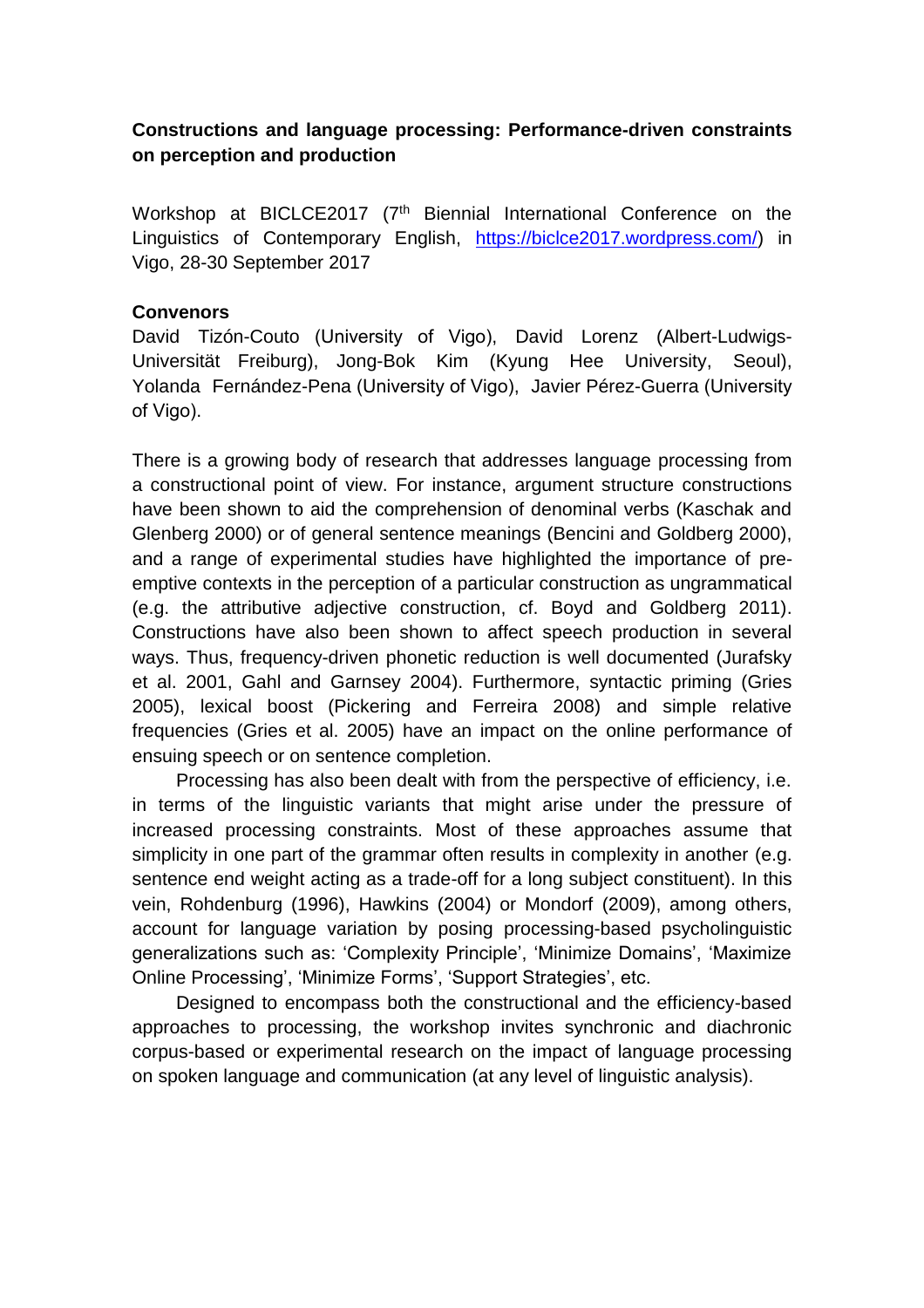**Constructions and language processing: Performance-driven constraints on perception and production**

Workshop at BICLCE2017 (7th Biennial International Conference on the Linguistics of Contemporary English, https://biclce2017.wordpress.com/) in Vigo, 28-30 September 2017

**Convenors**

David Tizón-Couto (University of Vigo), David Lorenz (Albert-Ludwigs-Universität Freiburg), Jong-Bok Kim (Kyung Hee University, Seoul), Yolanda Fernández-Pena (University of Vigo), Javier Pérez-Guerra (University of Vigo).

There is a growing body of research that addresses language processing from a constructional point of view. For instance, argument structure constructions have been shown to aid the comprehension of denominal verbs (Kaschak and Glenberg 2000) or of general sentence meanings (Bencini and Goldberg 2000), and a range of experimental studies have highlighted the importance of pre-emptive contexts in the perception of a particular construction as ungrammatical (e.g. the attributive adjective construction, cf. Boyd and Goldberg 2011). Constructions have also been shown to affect speech production in several ways. Thus, frequency-driven phonetic reduction is well documented (Jurafsky et al. 2001, Gahl and Garnsey 2004). Furthermore, syntactic priming (Gries 2005), lexical boost (Pickering and Ferreira 2008) and simple relative frequencies (Gries et al. 2005) have an impact on the online performance of ensuing speech or on sentence completion.

Processing has also been dealt with from the perspective of efficiency, i.e. in terms of the linguistic variants that might arise under the pressure of increased processing constraints. Most of these approaches assume that simplicity in one part of the grammar often results in complexity in another (e.g. sentence end weight acting as a trade-off for a long subject constituent). In this vein, Rohdenburg (1996), Hawkins (2004) or Mondorf (2009), among others, account for language variation by posing processing-based psycholinguistic generalizations such as: 'Complexity Principle', 'Minimize Domains', 'Maximize Online Processing', 'Minimize Forms', 'Support Strategies', etc.

Designed to encompass both the constructional and the efficiency-based approaches to processing, the workshop invites synchronic and diachronic corpus-based or experimental research on the impact of language processing on spoken language and communication (at any level of linguistic analysis).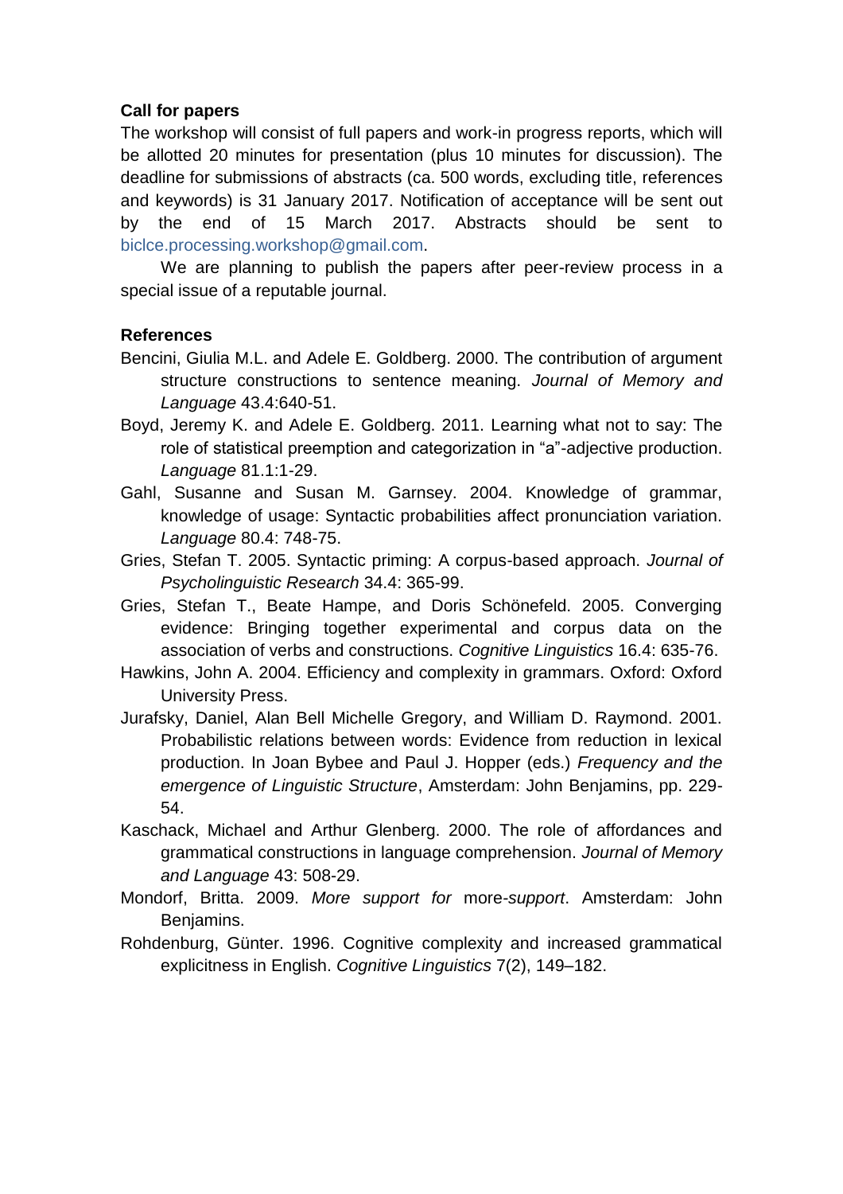**Call for papers**

The workshop will consist of full papers and work-in progress reports, which will be allotted 20 minutes for presentation (plus 10 minutes for discussion). The deadline for submissions of abstracts (ca. 500 words, excluding title, references and keywords) is 31 January 2017. Notification of acceptance will be sent out by the end of 15 March 2017. Abstracts should be sent to biclce.processing.workshop@gmail.com.

We are planning to publish the papers after peer-review process in a special issue of a reputable journal.

**References**

Bencini, Giulia M.L. and Adele E. Goldberg. 2000. The contribution of argument structure constructions to sentence meaning. *Journal of Memory and Language* 43.4:640-51.

Boyd, Jeremy K. and Adele E. Goldberg. 2011. Learning what not to say: The role of statistical preemption and categorization in "a"-adjective production. *Language* 81.1:1-29.

Gahl, Susanne and Susan M. Garnsey. 2004. Knowledge of grammar, knowledge of usage: Syntactic probabilities affect pronunciation variation. *Language* 80.4: 748-75.

Gries, Stefan T. 2005. Syntactic priming: A corpus-based approach. *Journal of Psycholinguistic Research* 34.4: 365-99.

Gries, Stefan T., Beate Hampe, and Doris Schönefeld. 2005. Converging evidence: Bringing together experimental and corpus data on the association of verbs and constructions. *Cognitive Linguistics* 16.4: 635-76.

Hawkins, John A. 2004. Efficiency and complexity in grammars. Oxford: Oxford University Press.

Jurafsky, Daniel, Alan Bell Michelle Gregory, and William D. Raymond. 2001. Probabilistic relations between words: Evidence from reduction in lexical production. In Joan Bybee and Paul J. Hopper (eds.) *Frequency and the emergence of Linguistic Structure*, Amsterdam: John Benjamins, pp. 229-54.

Kaschack, Michael and Arthur Glenberg. 2000. The role of affordances and grammatical constructions in language comprehension. *Journal of Memory and Language* 43: 508-29.

Mondorf, Britta. 2009. *More support for* more-*support*. Amsterdam: John Benjamins.

Rohdenburg, Günter. 1996. Cognitive complexity and increased grammatical explicitness in English. *Cognitive Linguistics* 7(2), 149–182.